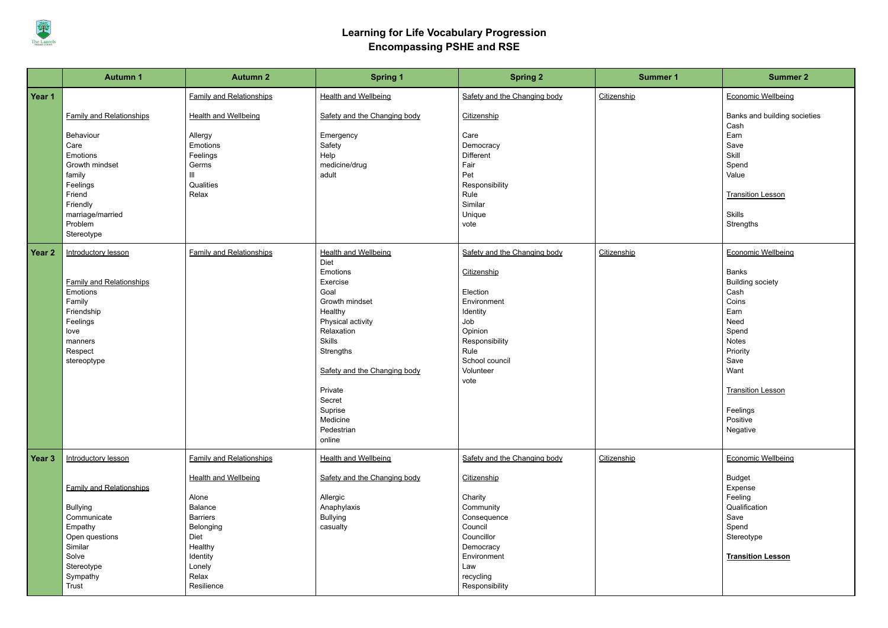# Learning for Life Vocabulary Progression
## Encompassing PSHE and RSE

| | Autumn 1 | Autumn 2 | Spring 1 | Spring 2 | Summer 1 | Summer 2 |
|---|---|---|---|---|---|---|
| **Year 1** | Family and Relationships<br><br>Behaviour<br>Care<br>Emotions<br>Growth mindset<br>family<br>Feelings<br>Friend<br>Friendly<br>marriage/married<br>Problem<br>Stereotype | Family and Relationships<br><br>Health and Wellbeing<br><br>Allergy<br>Emotions<br>Feelings<br>Germs<br>Ill<br>Qualities<br>Relax | Health and Wellbeing<br><br>Safety and the Changing body<br><br>Emergency<br>Safety<br>Help<br>medicine/drug<br>adult | Safety and the Changing body<br><br>Citizenship<br><br>Care<br>Democracy<br>Different<br>Fair<br>Pet<br>Responsibility<br>Rule<br>Similar<br>Unique<br>vote | Citizenship | Economic Wellbeing<br><br>Banks and building societies<br>Cash<br>Earn<br>Save<br>Skill<br>Spend<br>Value<br><br>Transition Lesson<br><br>Skills<br>Strengths |
| **Year 2** | Introductory lesson<br><br>Family and Relationships<br>Emotions<br>Family<br>Friendship<br>Feelings<br>love<br>manners<br>Respect<br>stereoptype | Family and Relationships | Health and Wellbeing<br>Diet<br>Emotions<br>Exercise<br>Goal<br>Growth mindset<br>Healthy<br>Physical activity<br>Relaxation<br>Skills<br>Strengths<br><br>Safety and the Changing body<br><br>Private<br>Secret<br>Suprise<br>Medicine<br>Pedestrian<br>online | Safety and the Changing body<br><br>Citizenship<br><br>Election<br>Environment<br>Identity<br>Job<br>Opinion<br>Responsibility<br>Rule<br>School council<br>Volunteer<br>vote | Citizenship | Economic Wellbeing<br><br>Banks<br>Building society<br>Cash<br>Coins<br>Earn<br>Need<br>Spend<br>Notes<br>Priority<br>Save<br>Want<br><br>Transition Lesson<br><br>Feelings<br>Positive<br>Negative |
| **Year 3** | Introductory lesson<br><br>Family and Relationships<br><br>Bullying<br>Communicate<br>Empathy<br>Open questions<br>Similar<br>Solve<br>Stereotype<br>Sympathy<br>Trust | Family and Relationships<br><br>Health and Wellbeing<br><br>Alone<br>Balance<br>Barriers<br>Belonging<br>Diet<br>Healthy<br>Identity<br>Lonely<br>Relax<br>Resilience | Health and Wellbeing<br><br>Safety and the Changing body<br><br>Allergic<br>Anaphylaxis<br>Bullying<br>casualty | Safety and the Changing body<br><br>Citizenship<br><br>Charity<br>Community<br>Consequence<br>Council<br>Councillor<br>Democracy<br>Environment<br>Law<br>recycling<br>Responsibility | Citizenship | Economic Wellbeing<br><br>Budget<br>Expense<br>Feeling<br>Qualification<br>Save<br>Spend<br>Stereotype<br><br>**Transition Lesson** |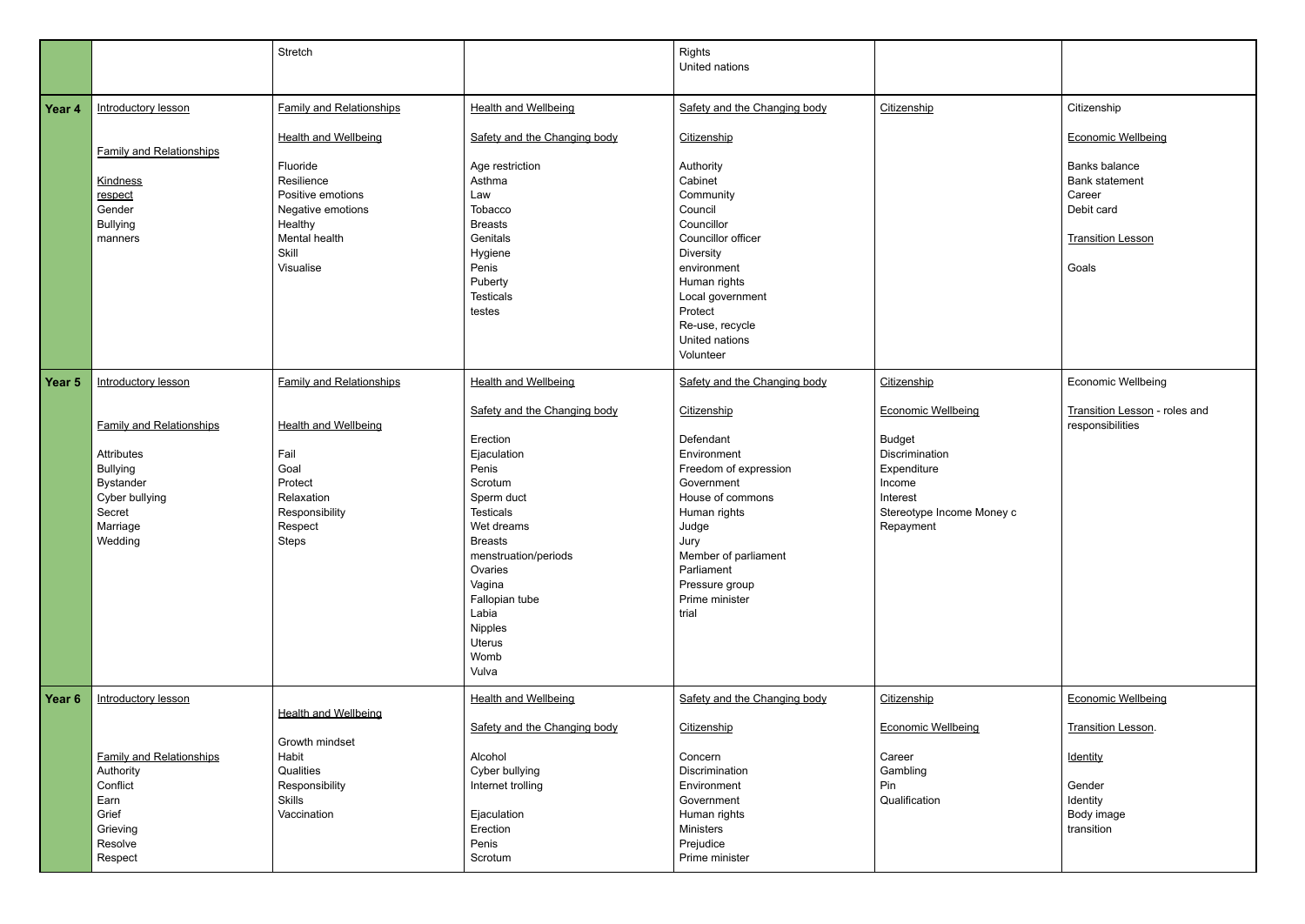| | | | | | | |
|---|---|---|---|---|---|---|
| | | Stretch | | Rights<br>United nations | | |
| **Year 4** | Introductory lesson<br><br>Family and Relationships<br><br>Kindness<br>respect<br>Gender<br>Bullying<br>manners | Family and Relationships<br><br>Health and Wellbeing<br><br>Fluoride<br>Resilience<br>Positive emotions<br>Negative emotions<br>Healthy<br>Mental health<br>Skill<br>Visualise | Health and Wellbeing<br><br>Safety and the Changing body<br><br>Age restriction<br>Asthma<br>Law<br>Tobacco<br>Breasts<br>Genitals<br>Hygiene<br>Penis<br>Puberty<br>Testicals<br>testes | Safety and the Changing body<br><br>Citizenship<br><br>Authority<br>Cabinet<br>Community<br>Council<br>Councillor<br>Councillor officer<br>Diversity<br>environment<br>Human rights<br>Local government<br>Protect<br>Re-use, recycle<br>United nations<br>Volunteer | Citizenship | Citizenship<br><br>Economic Wellbeing<br><br>Banks balance<br>Bank statement<br>Career<br>Debit card<br><br>Transition Lesson<br><br>Goals |
| **Year 5** | Introductory lesson<br><br>Family and Relationships<br><br>Attributes<br>Bullying<br>Bystander<br>Cyber bullying<br>Secret<br>Marriage<br>Wedding | Family and Relationships<br><br>Health and Wellbeing<br><br>Fail<br>Goal<br>Protect<br>Relaxation<br>Responsibility<br>Respect<br>Steps | Health and Wellbeing<br><br>Safety and the Changing body<br><br>Erection<br>Ejaculation<br>Penis<br>Scrotum<br>Sperm duct<br>Testicals<br>Wet dreams<br>Breasts<br>menstruation/periods<br>Ovaries<br>Vagina<br>Fallopian tube<br>Labia<br>Nipples<br>Uterus<br>Womb<br>Vulva | Safety and the Changing body<br><br>Citizenship<br><br>Defendant<br>Environment<br>Freedom of expression<br>Government<br>House of commons<br>Human rights<br>Judge<br>Jury<br>Member of parliament<br>Parliament<br>Pressure group<br>Prime minister<br>trial | Citizenship<br><br>Economic Wellbeing<br><br>Budget<br>Discrimination<br>Expenditure<br>Income<br>Interest<br>Stereotype Income Money c<br>Repayment | Economic Wellbeing<br><br>Transition Lesson - roles and responsibilities |
| **Year 6** | Introductory lesson<br><br>Family and Relationships<br>Authority<br>Conflict<br>Earn<br>Grief<br>Grieving<br>Resolve<br>Respect | Health and Wellbeing<br><br>Growth mindset<br>Habit<br>Qualities<br>Responsibility<br>Skills<br>Vaccination | Health and Wellbeing<br><br>Safety and the Changing body<br><br>Alcohol<br>Cyber bullying<br>Internet trolling<br><br>Ejaculation<br>Erection<br>Penis<br>Scrotum | Safety and the Changing body<br><br>Citizenship<br><br>Concern<br>Discrimination<br>Environment<br>Government<br>Human rights<br>Ministers<br>Prejudice<br>Prime minister | Citizenship<br><br>Economic Wellbeing<br><br>Career<br>Gambling<br>Pin<br>Qualification | Economic Wellbeing<br><br>Transition Lesson.<br><br>Identity<br><br>Gender<br>Identity<br>Body image<br>transition |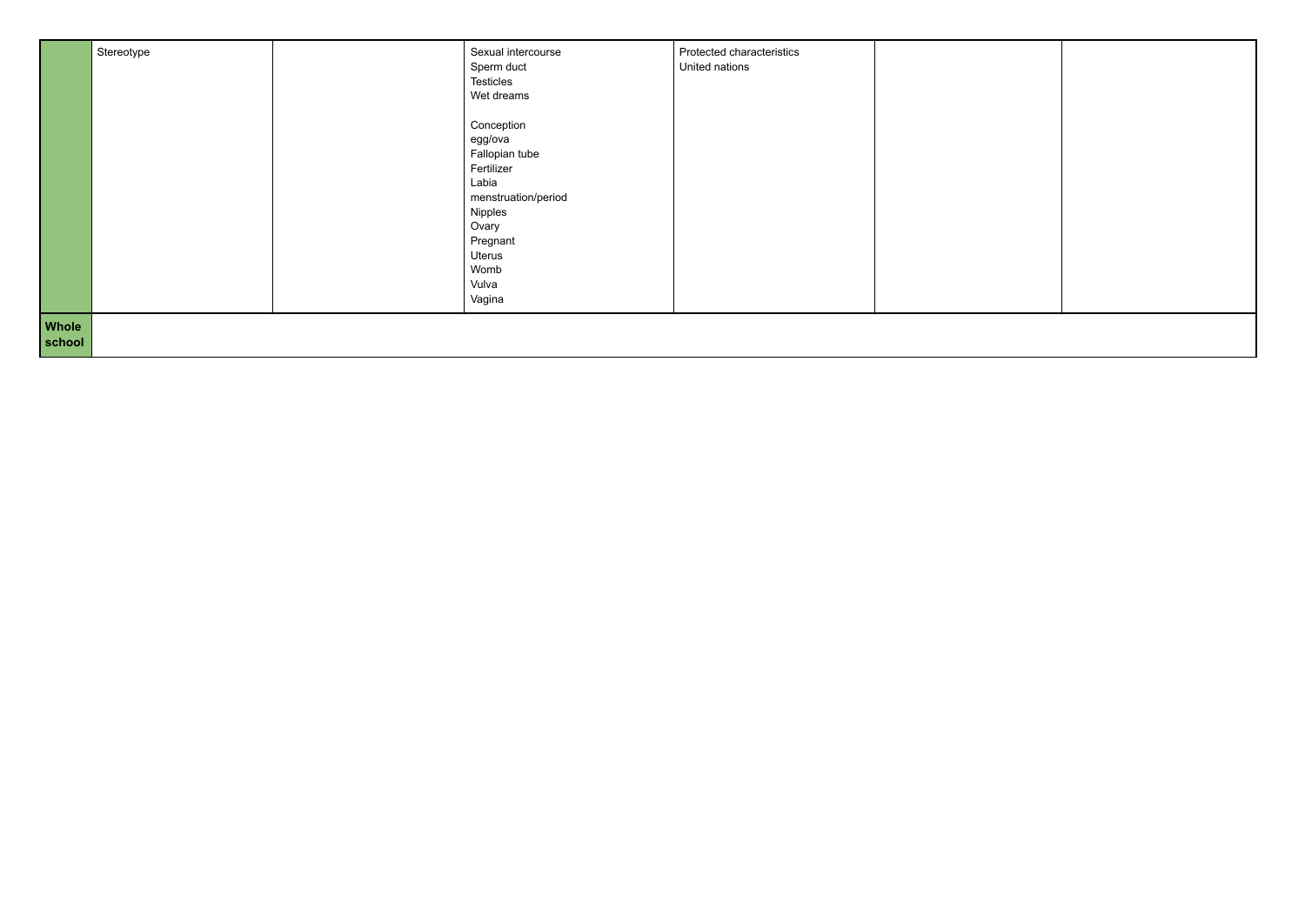| | | | | | | |
|---|---|---|---|---|---|---|
| | Stereotype | | Sexual intercourse<br>Sperm duct<br>Testicles<br>Wet dreams<br><br>Conception<br>egg/ova<br>Fallopian tube<br>Fertilizer<br>Labia<br>menstruation/period<br>Nipples<br>Ovary<br>Pregnant<br>Uterus<br>Womb<br>Vulva<br>Vagina | Protected characteristics<br>United nations | | |
| **Whole school** | | | | | | |